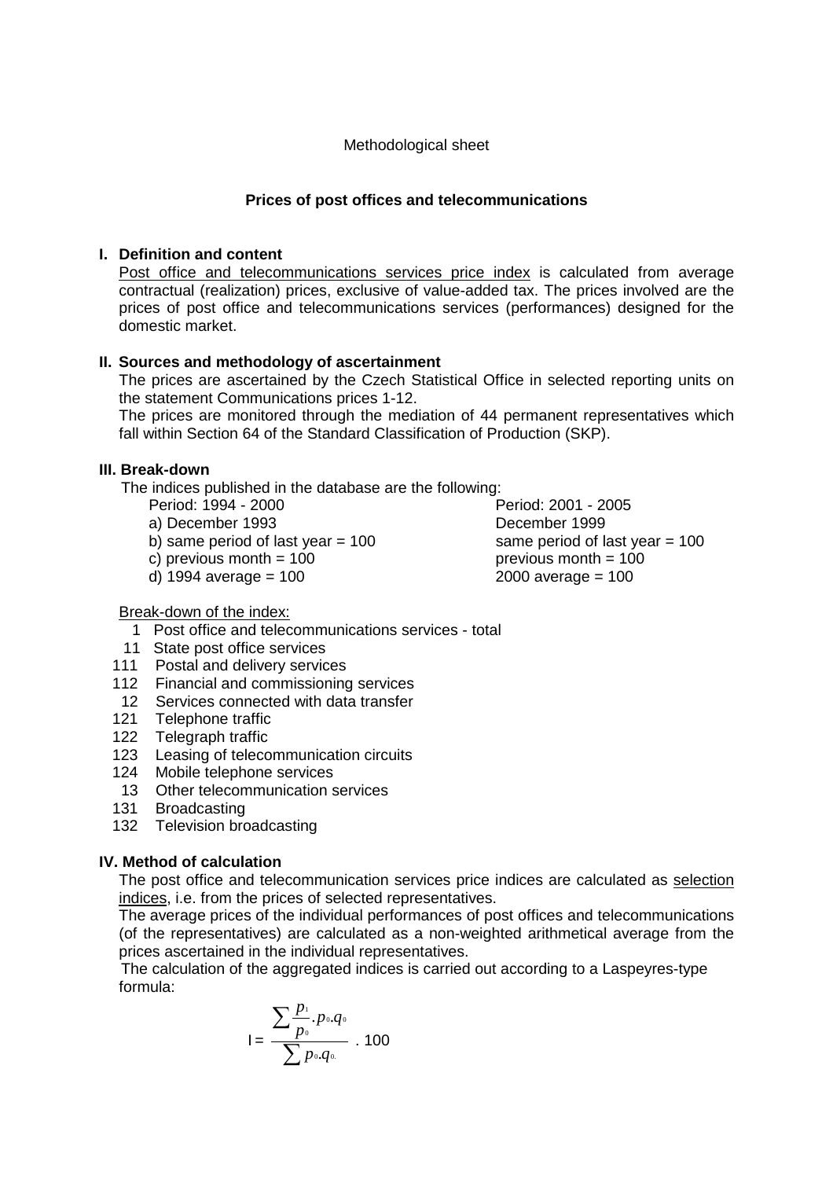Methodological sheet

## Prices of post offices and telecommunications

### I. Definition and content

Post office and telecommunications services price index is calculated from average contractual (realization) prices, exclusive of value-added tax. The prices involved are the prices of post office and telecommunications services (performances) designed for the domestic market.

### II. Sources and methodology of ascertainment

The prices are ascertained by the Czech Statistical Office in selected reporting units on the statement Communications prices 1-12.

The prices are monitored through the mediation of 44 permanent representatives which fall within Section 64 of the Standard Classification of Production (SKP).

### III. Break-down

The indices published in the database are the following:

| Period: 1994 - 2000 | Period: 2001 - 2005 |
|---|---|
| a) December 1993 | December 1999 |
| b) same period of last year = 100 | same period of last year = 100 |
| c) previous month = 100 | previous month = 100 |
| d) 1994 average = 100 | 2000 average = 100 |

Break-down of the index:

- 1 Post office and telecommunications services - total
- 11 State post office services
- 111 Postal and delivery services
- 112 Financial and commissioning services
- 12 Services connected with data transfer
- 121 Telephone traffic
- 122 Telegraph traffic
- 123 Leasing of telecommunication circuits
- 124 Mobile telephone services
- 13 Other telecommunication services
- 131 Broadcasting
- 132 Television broadcasting

### IV. Method of calculation

The post office and telecommunication services price indices are calculated as selection indices, i.e. from the prices of selected representatives.

The average prices of the individual performances of post offices and telecommunications (of the representatives) are calculated as a non-weighted arithmetical average from the prices ascertained in the individual representatives.

The calculation of the aggregated indices is carried out according to a Laspeyres-type formula:

$$I = \frac{\sum \frac{p_1}{p_0} . p_0 . q_0}{\sum p_0 . q_0} \; . \; 100$$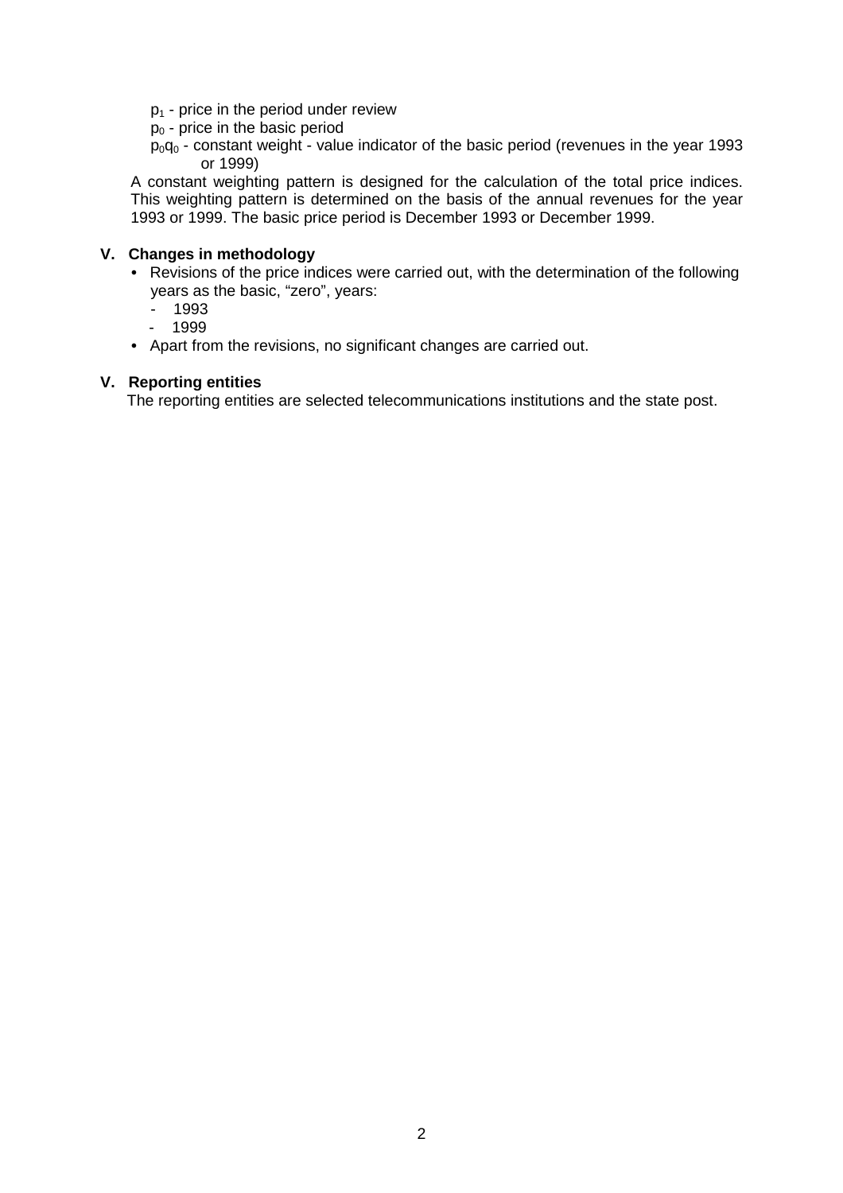$p_1$ - price in the period under review

$p_0$ - price in the basic period

$p_0q_0$ - constant weight - value indicator of the basic period (revenues in the year 1993 or 1999)

A constant weighting pattern is designed for the calculation of the total price indices. This weighting pattern is determined on the basis of the annual revenues for the year 1993 or 1999. The basic price period is December 1993 or December 1999.

## V. Changes in methodology

- Revisions of the price indices were carried out, with the determination of the following years as the basic, "zero", years:
  - 1993
  - 1999
- Apart from the revisions, no significant changes are carried out.

## V. Reporting entities

The reporting entities are selected telecommunications institutions and the state post.